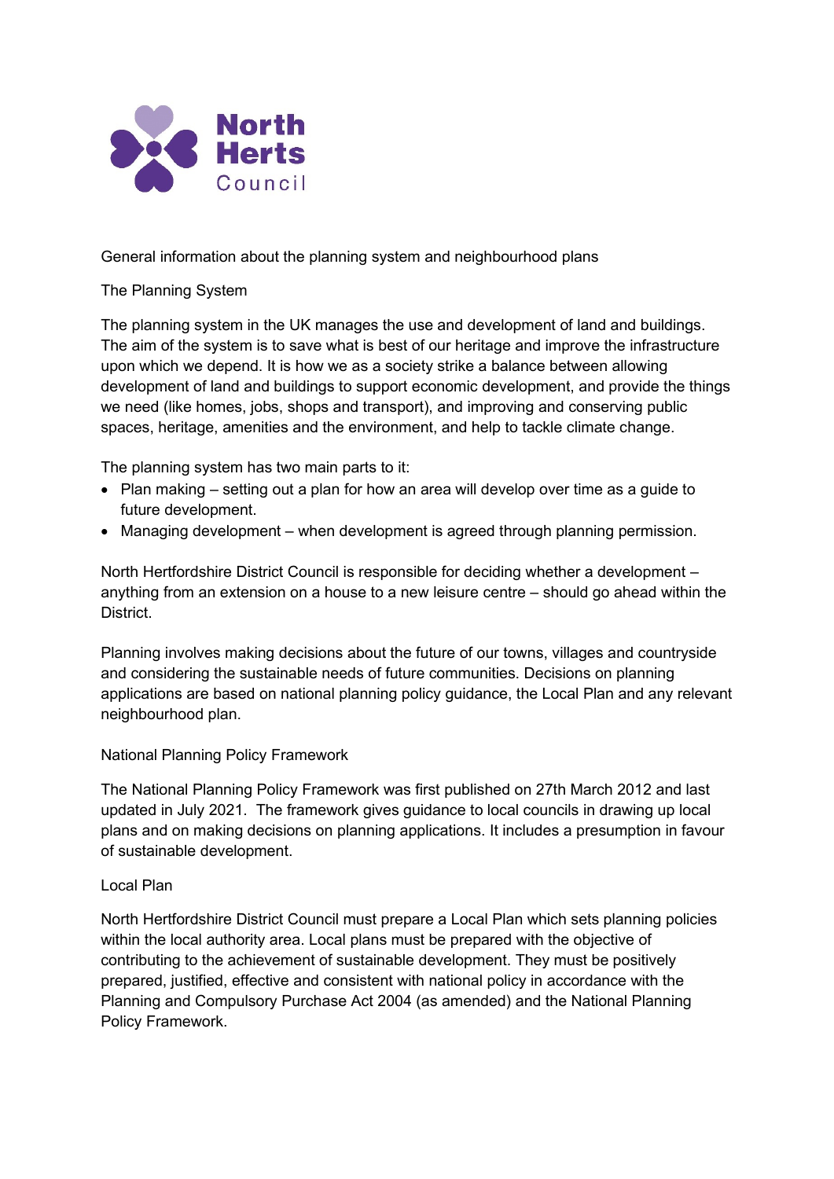North Herts Council

# General information about the planning system and neighbourhood plans

## The Planning System

The planning system in the UK manages the use and development of land and buildings. The aim of the system is to save what is best of our heritage and improve the infrastructure upon which we depend. It is how we as a society strike a balance between allowing development of land and buildings to support economic development, and provide the things we need (like homes, jobs, shops and transport), and improving and conserving public spaces, heritage, amenities and the environment, and help to tackle climate change.

The planning system has two main parts to it:

- Plan making – setting out a plan for how an area will develop over time as a guide to future development.
- Managing development – when development is agreed through planning permission.

North Hertfordshire District Council is responsible for deciding whether a development – anything from an extension on a house to a new leisure centre – should go ahead within the District.

Planning involves making decisions about the future of our towns, villages and countryside and considering the sustainable needs of future communities. Decisions on planning applications are based on national planning policy guidance, the Local Plan and any relevant neighbourhood plan.

## National Planning Policy Framework

The National Planning Policy Framework was first published on 27th March 2012 and last updated in July 2021. The framework gives guidance to local councils in drawing up local plans and on making decisions on planning applications. It includes a presumption in favour of sustainable development.

## Local Plan

North Hertfordshire District Council must prepare a Local Plan which sets planning policies within the local authority area. Local plans must be prepared with the objective of contributing to the achievement of sustainable development. They must be positively prepared, justified, effective and consistent with national policy in accordance with the Planning and Compulsory Purchase Act 2004 (as amended) and the National Planning Policy Framework.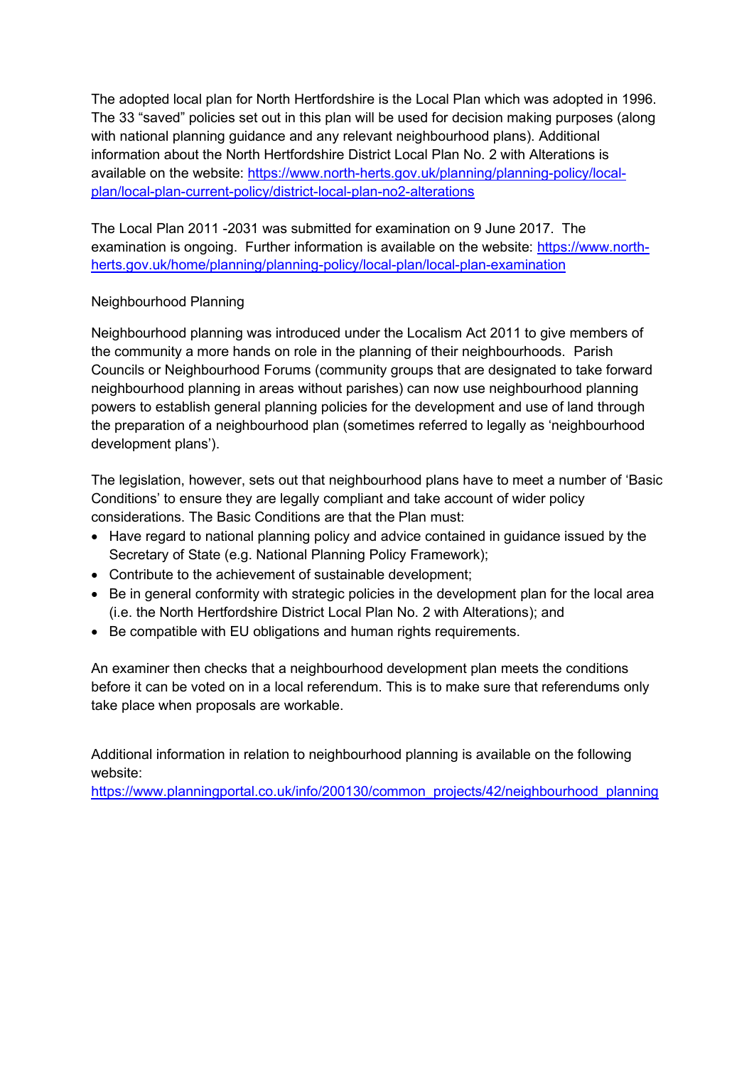The adopted local plan for North Hertfordshire is the Local Plan which was adopted in 1996. The 33 "saved" policies set out in this plan will be used for decision making purposes (along with national planning guidance and any relevant neighbourhood plans). Additional information about the North Hertfordshire District Local Plan No. 2 with Alterations is available on the website: [https://www.north-herts.gov.uk/planning/planning-policy/local-plan/local-plan-current-policy/district-local-plan-no2-alterations](https://www.north-herts.gov.uk/planning/planning-policy/local-plan/local-plan-current-policy/district-local-plan-no2-alterations)

The Local Plan 2011 -2031 was submitted for examination on 9 June 2017. The examination is ongoing. Further information is available on the website: [https://www.north-herts.gov.uk/home/planning/planning-policy/local-plan/local-plan-examination](https://www.north-herts.gov.uk/home/planning/planning-policy/local-plan/local-plan-examination)

## Neighbourhood Planning

Neighbourhood planning was introduced under the Localism Act 2011 to give members of the community a more hands on role in the planning of their neighbourhoods. Parish Councils or Neighbourhood Forums (community groups that are designated to take forward neighbourhood planning in areas without parishes) can now use neighbourhood planning powers to establish general planning policies for the development and use of land through the preparation of a neighbourhood plan (sometimes referred to legally as 'neighbourhood development plans').

The legislation, however, sets out that neighbourhood plans have to meet a number of 'Basic Conditions' to ensure they are legally compliant and take account of wider policy considerations. The Basic Conditions are that the Plan must:

- Have regard to national planning policy and advice contained in guidance issued by the Secretary of State (e.g. National Planning Policy Framework);
- Contribute to the achievement of sustainable development;
- Be in general conformity with strategic policies in the development plan for the local area (i.e. the North Hertfordshire District Local Plan No. 2 with Alterations); and
- Be compatible with EU obligations and human rights requirements.

An examiner then checks that a neighbourhood development plan meets the conditions before it can be voted on in a local referendum. This is to make sure that referendums only take place when proposals are workable.

Additional information in relation to neighbourhood planning is available on the following website:
[https://www.planningportal.co.uk/info/200130/common_projects/42/neighbourhood_planning](https://www.planningportal.co.uk/info/200130/common_projects/42/neighbourhood_planning)